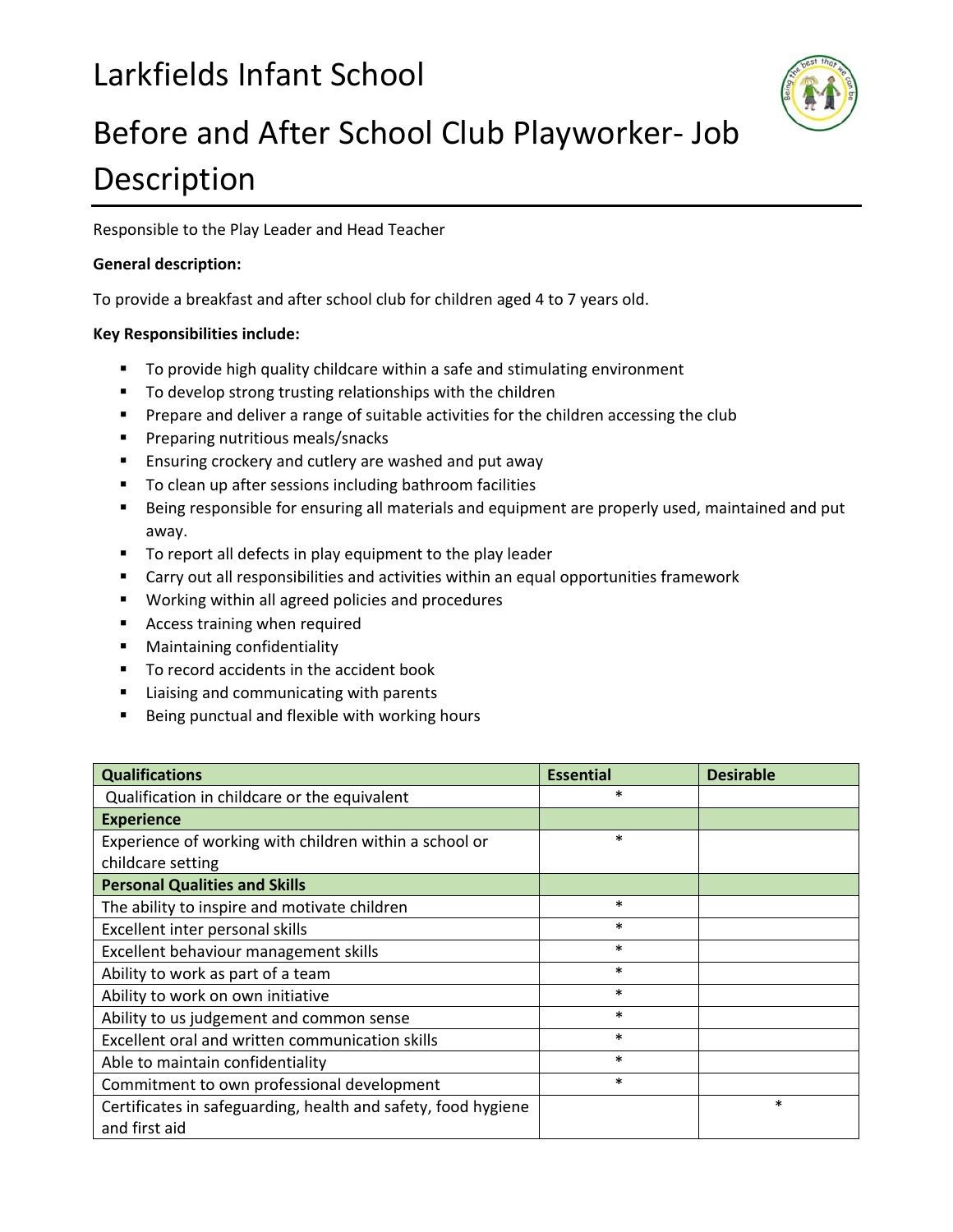# Larkfields Infant School

# Before and After School Club Playworker- Job Description

Responsible to the Play Leader and Head Teacher

**General description:**

To provide a breakfast and after school club for children aged 4 to 7 years old.

**Key Responsibilities include:**

- To provide high quality childcare within a safe and stimulating environment
- To develop strong trusting relationships with the children
- Prepare and deliver a range of suitable activities for the children accessing the club
- Preparing nutritious meals/snacks
- Ensuring crockery and cutlery are washed and put away
- To clean up after sessions including bathroom facilities
- Being responsible for ensuring all materials and equipment are properly used, maintained and put away.
- To report all defects in play equipment to the play leader
- Carry out all responsibilities and activities within an equal opportunities framework
- Working within all agreed policies and procedures
- Access training when required
- Maintaining confidentiality
- To record accidents in the accident book
- Liaising and communicating with parents
- Being punctual and flexible with working hours

| Qualifications | Essential | Desirable |
|---|---|---|
| Qualification in childcare or the equivalent | * | |
| **Experience** | | |
| Experience of working with children within a school or childcare setting | * | |
| **Personal Qualities and Skills** | | |
| The ability to inspire and motivate children | * | |
| Excellent inter personal skills | * | |
| Excellent behaviour management skills | * | |
| Ability to work as part of a team | * | |
| Ability to work on own initiative | * | |
| Ability to us judgement and common sense | * | |
| Excellent oral and written communication skills | * | |
| Able to maintain confidentiality | * | |
| Commitment to own professional development | * | |
| Certificates in safeguarding, health and safety, food hygiene and first aid | | * |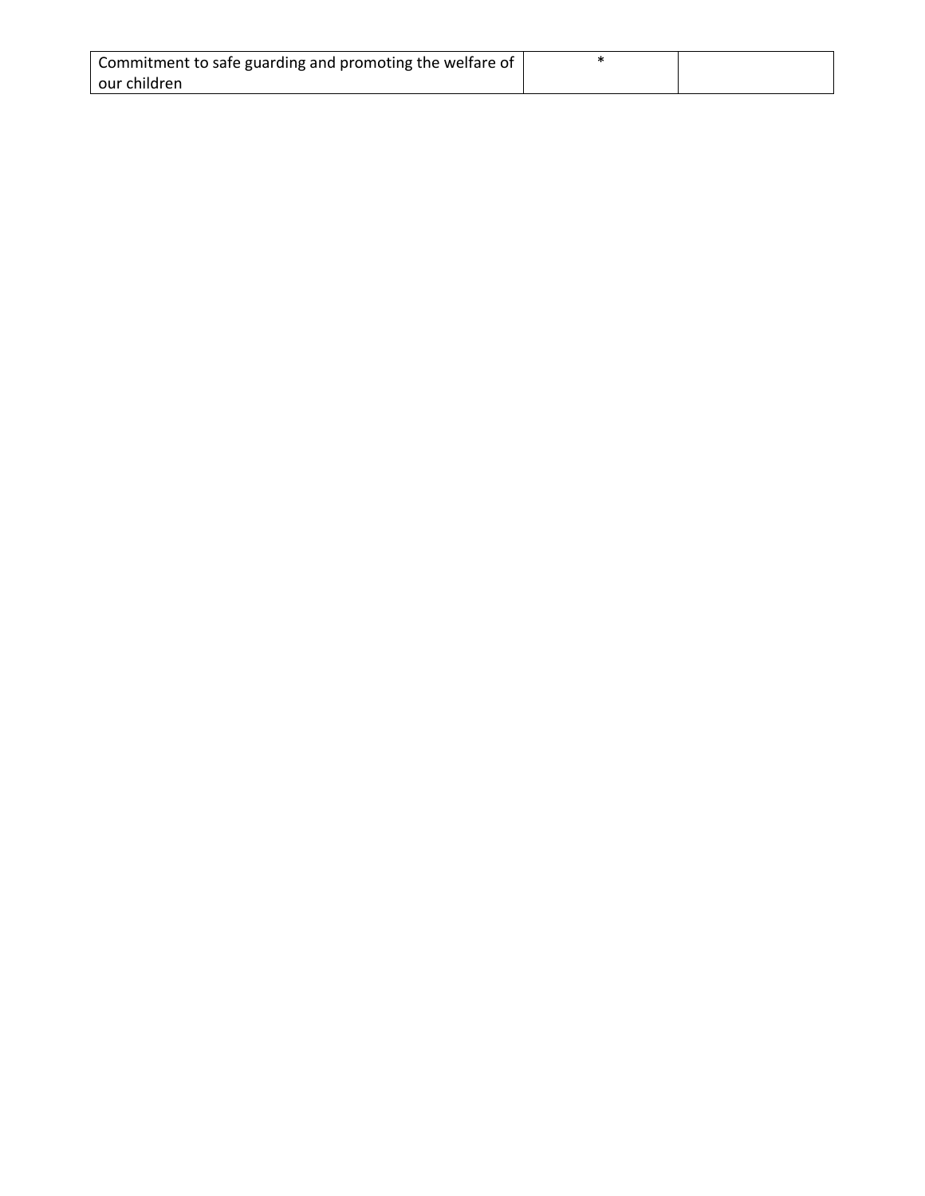| | | |
|---|---|---|
| Commitment to safe guarding and promoting the welfare of our children | * | |